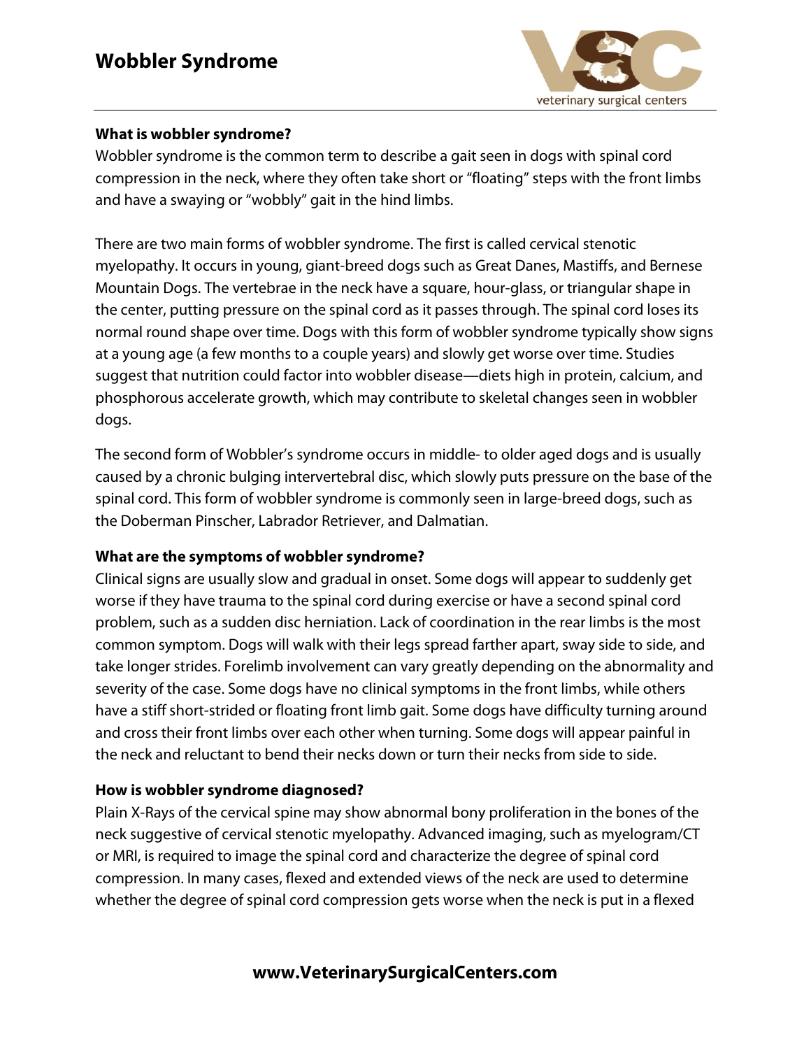# Wobbler Syndrome

**What is wobbler syndrome?**

Wobbler syndrome is the common term to describe a gait seen in dogs with spinal cord compression in the neck, where they often take short or "floating" steps with the front limbs and have a swaying or "wobbly" gait in the hind limbs.

There are two main forms of wobbler syndrome. The first is called cervical stenotic myelopathy. It occurs in young, giant-breed dogs such as Great Danes, Mastiffs, and Bernese Mountain Dogs. The vertebrae in the neck have a square, hour-glass, or triangular shape in the center, putting pressure on the spinal cord as it passes through. The spinal cord loses its normal round shape over time. Dogs with this form of wobbler syndrome typically show signs at a young age (a few months to a couple years) and slowly get worse over time. Studies suggest that nutrition could factor into wobbler disease—diets high in protein, calcium, and phosphorous accelerate growth, which may contribute to skeletal changes seen in wobbler dogs.

The second form of Wobbler's syndrome occurs in middle- to older aged dogs and is usually caused by a chronic bulging intervertebral disc, which slowly puts pressure on the base of the spinal cord. This form of wobbler syndrome is commonly seen in large-breed dogs, such as the Doberman Pinscher, Labrador Retriever, and Dalmatian.

**What are the symptoms of wobbler syndrome?**

Clinical signs are usually slow and gradual in onset. Some dogs will appear to suddenly get worse if they have trauma to the spinal cord during exercise or have a second spinal cord problem, such as a sudden disc herniation. Lack of coordination in the rear limbs is the most common symptom. Dogs will walk with their legs spread farther apart, sway side to side, and take longer strides. Forelimb involvement can vary greatly depending on the abnormality and severity of the case. Some dogs have no clinical symptoms in the front limbs, while others have a stiff short-strided or floating front limb gait. Some dogs have difficulty turning around and cross their front limbs over each other when turning. Some dogs will appear painful in the neck and reluctant to bend their necks down or turn their necks from side to side.

**How is wobbler syndrome diagnosed?**

Plain X-Rays of the cervical spine may show abnormal bony proliferation in the bones of the neck suggestive of cervical stenotic myelopathy. Advanced imaging, such as myelogram/CT or MRI, is required to image the spinal cord and characterize the degree of spinal cord compression. In many cases, flexed and extended views of the neck are used to determine whether the degree of spinal cord compression gets worse when the neck is put in a flexed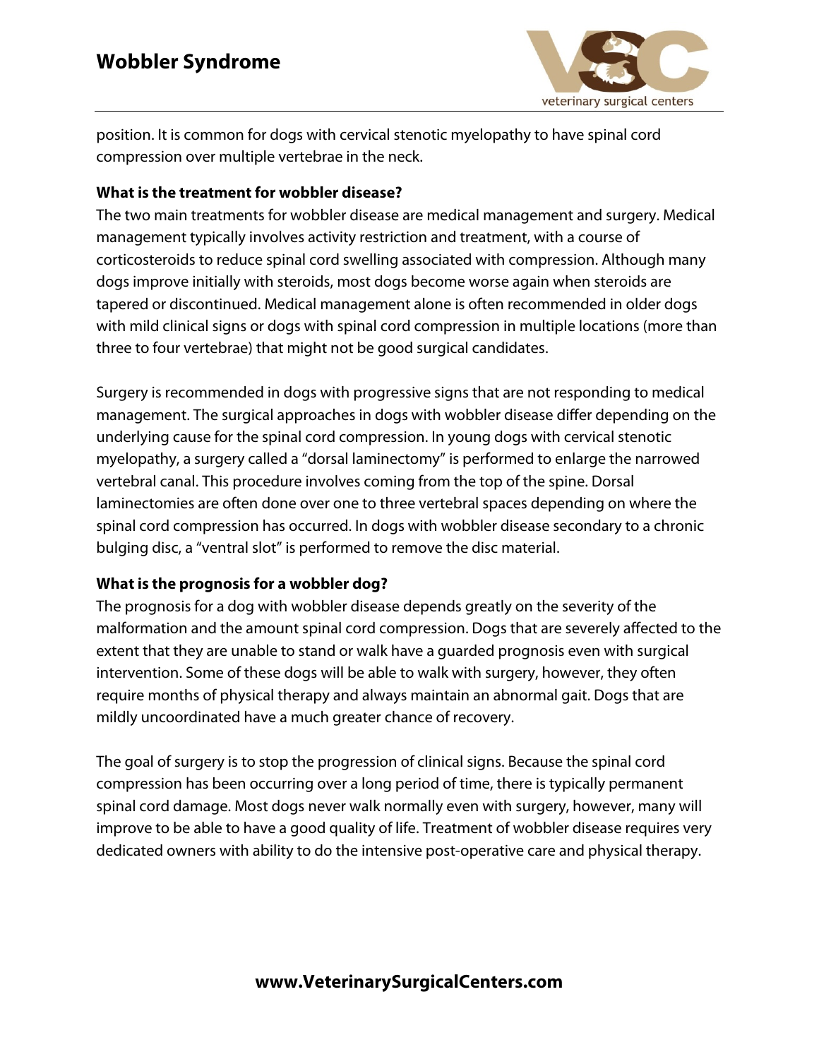position. It is common for dogs with cervical stenotic myelopathy to have spinal cord compression over multiple vertebrae in the neck.

**What is the treatment for wobbler disease?**

The two main treatments for wobbler disease are medical management and surgery. Medical management typically involves activity restriction and treatment, with a course of corticosteroids to reduce spinal cord swelling associated with compression. Although many dogs improve initially with steroids, most dogs become worse again when steroids are tapered or discontinued. Medical management alone is often recommended in older dogs with mild clinical signs or dogs with spinal cord compression in multiple locations (more than three to four vertebrae) that might not be good surgical candidates.

Surgery is recommended in dogs with progressive signs that are not responding to medical management. The surgical approaches in dogs with wobbler disease differ depending on the underlying cause for the spinal cord compression. In young dogs with cervical stenotic myelopathy, a surgery called a "dorsal laminectomy" is performed to enlarge the narrowed vertebral canal. This procedure involves coming from the top of the spine. Dorsal laminectomies are often done over one to three vertebral spaces depending on where the spinal cord compression has occurred. In dogs with wobbler disease secondary to a chronic bulging disc, a "ventral slot" is performed to remove the disc material.

**What is the prognosis for a wobbler dog?**

The prognosis for a dog with wobbler disease depends greatly on the severity of the malformation and the amount spinal cord compression. Dogs that are severely affected to the extent that they are unable to stand or walk have a guarded prognosis even with surgical intervention. Some of these dogs will be able to walk with surgery, however, they often require months of physical therapy and always maintain an abnormal gait. Dogs that are mildly uncoordinated have a much greater chance of recovery.

The goal of surgery is to stop the progression of clinical signs. Because the spinal cord compression has been occurring over a long period of time, there is typically permanent spinal cord damage. Most dogs never walk normally even with surgery, however, many will improve to be able to have a good quality of life. Treatment of wobbler disease requires very dedicated owners with ability to do the intensive post-operative care and physical therapy.